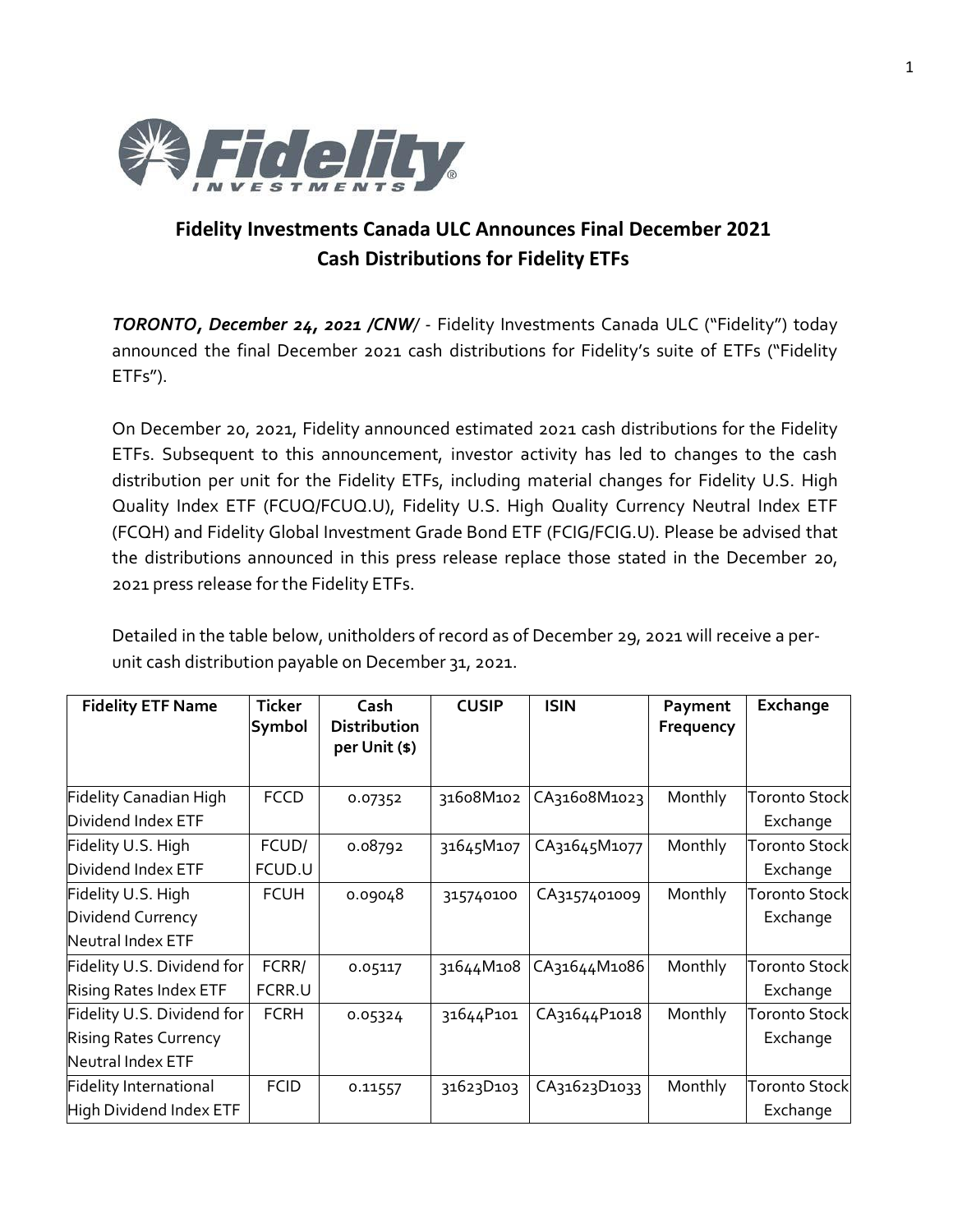## Fidelity Investments Canada ULC Announces Final December 2021 Cash Distributions for Fidelity ETFs

***TORONTO, December 24, 2021 /CNW/*** - Fidelity Investments Canada ULC ("Fidelity") today announced the final December 2021 cash distributions for Fidelity's suite of ETFs ("Fidelity ETFs").

On December 20, 2021, Fidelity announced estimated 2021 cash distributions for the Fidelity ETFs. Subsequent to this announcement, investor activity has led to changes to the cash distribution per unit for the Fidelity ETFs, including material changes for Fidelity U.S. High Quality Index ETF (FCUQ/FCUQ.U), Fidelity U.S. High Quality Currency Neutral Index ETF (FCQH) and Fidelity Global Investment Grade Bond ETF (FCIG/FCIG.U). Please be advised that the distributions announced in this press release replace those stated in the December 20, 2021 press release for the Fidelity ETFs.

Detailed in the table below, unitholders of record as of December 29, 2021 will receive a per-unit cash distribution payable on December 31, 2021.

| Fidelity ETF Name | Ticker Symbol | Cash Distribution per Unit ($) | CUSIP | ISIN | Payment Frequency | Exchange |
|---|---|---|---|---|---|---|
| Fidelity Canadian High Dividend Index ETF | FCCD | 0.07352 | 31608M102 | CA31608M1023 | Monthly | Toronto Stock Exchange |
| Fidelity U.S. High Dividend Index ETF | FCUD/ FCUD.U | 0.08792 | 31645M107 | CA31645M1077 | Monthly | Toronto Stock Exchange |
| Fidelity U.S. High Dividend Currency Neutral Index ETF | FCUH | 0.09048 | 315740100 | CA3157401009 | Monthly | Toronto Stock Exchange |
| Fidelity U.S. Dividend for Rising Rates Index ETF | FCRR/ FCRR.U | 0.05117 | 31644M108 | CA31644M1086 | Monthly | Toronto Stock Exchange |
| Fidelity U.S. Dividend for Rising Rates Currency Neutral Index ETF | FCRH | 0.05324 | 31644P101 | CA31644P1018 | Monthly | Toronto Stock Exchange |
| Fidelity International High Dividend Index ETF | FCID | 0.11557 | 31623D103 | CA31623D1033 | Monthly | Toronto Stock Exchange |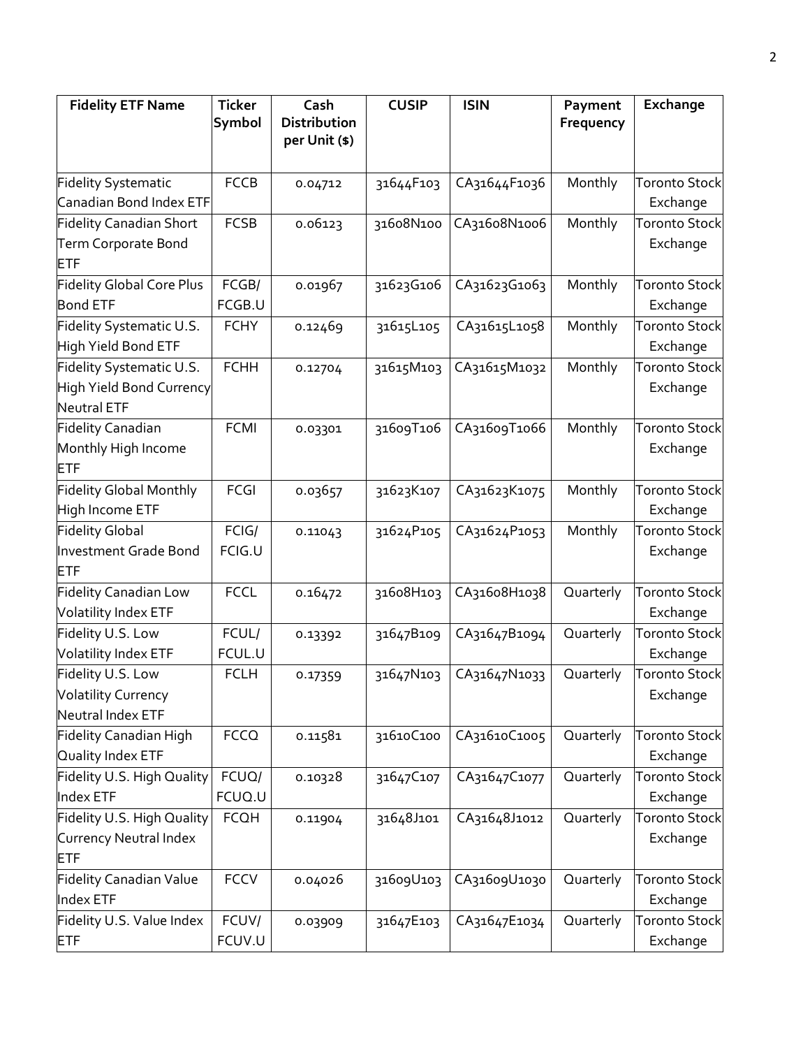| Fidelity ETF Name | Ticker Symbol | Cash Distribution per Unit ($) | CUSIP | ISIN | Payment Frequency | Exchange |
|---|---|---|---|---|---|---|
| Fidelity Systematic Canadian Bond Index ETF | FCCB | 0.04712 | 31644F103 | CA31644F1036 | Monthly | Toronto Stock Exchange |
| Fidelity Canadian Short Term Corporate Bond ETF | FCSB | 0.06123 | 31608N100 | CA31608N1006 | Monthly | Toronto Stock Exchange |
| Fidelity Global Core Plus Bond ETF | FCGB/ FCGB.U | 0.01967 | 31623G106 | CA31623G1063 | Monthly | Toronto Stock Exchange |
| Fidelity Systematic U.S. High Yield Bond ETF | FCHY | 0.12469 | 31615L105 | CA31615L1058 | Monthly | Toronto Stock Exchange |
| Fidelity Systematic U.S. High Yield Bond Currency Neutral ETF | FCHH | 0.12704 | 31615M103 | CA31615M1032 | Monthly | Toronto Stock Exchange |
| Fidelity Canadian Monthly High Income ETF | FCMI | 0.03301 | 31609T106 | CA31609T1066 | Monthly | Toronto Stock Exchange |
| Fidelity Global Monthly High Income ETF | FCGI | 0.03657 | 31623K107 | CA31623K1075 | Monthly | Toronto Stock Exchange |
| Fidelity Global Investment Grade Bond ETF | FCIG/ FCIG.U | 0.11043 | 31624P105 | CA31624P1053 | Monthly | Toronto Stock Exchange |
| Fidelity Canadian Low Volatility Index ETF | FCCL | 0.16472 | 31608H103 | CA31608H1038 | Quarterly | Toronto Stock Exchange |
| Fidelity U.S. Low Volatility Index ETF | FCUL/ FCUL.U | 0.13392 | 31647B109 | CA31647B1094 | Quarterly | Toronto Stock Exchange |
| Fidelity U.S. Low Volatility Currency Neutral Index ETF | FCLH | 0.17359 | 31647N103 | CA31647N1033 | Quarterly | Toronto Stock Exchange |
| Fidelity Canadian High Quality Index ETF | FCCQ | 0.11581 | 31610C100 | CA31610C1005 | Quarterly | Toronto Stock Exchange |
| Fidelity U.S. High Quality Index ETF | FCUQ/ FCUQ.U | 0.10328 | 31647C107 | CA31647C1077 | Quarterly | Toronto Stock Exchange |
| Fidelity U.S. High Quality Currency Neutral Index ETF | FCQH | 0.11904 | 31648J101 | CA31648J1012 | Quarterly | Toronto Stock Exchange |
| Fidelity Canadian Value Index ETF | FCCV | 0.04026 | 31609U103 | CA31609U1030 | Quarterly | Toronto Stock Exchange |
| Fidelity U.S. Value Index ETF | FCUV/ FCUV.U | 0.03909 | 31647E103 | CA31647E1034 | Quarterly | Toronto Stock Exchange |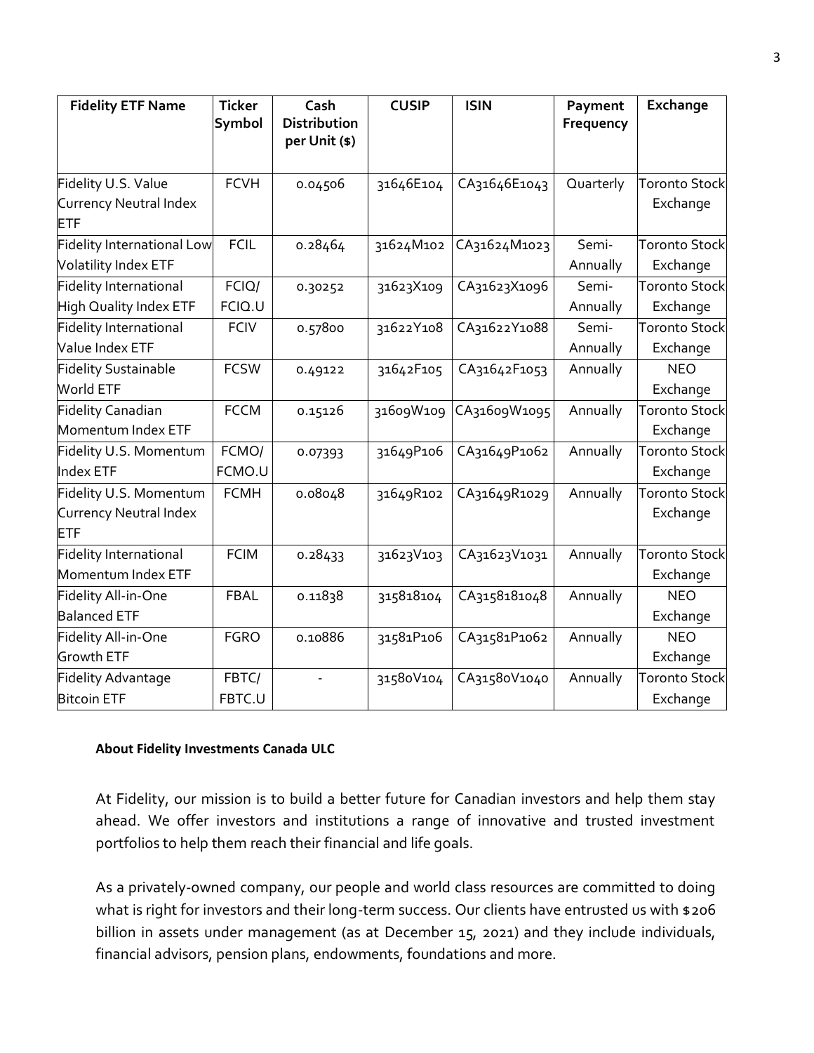| Fidelity ETF Name | Ticker Symbol | Cash Distribution per Unit ($) | CUSIP | ISIN | Payment Frequency | Exchange |
|---|---|---|---|---|---|---|
| Fidelity U.S. Value Currency Neutral Index ETF | FCVH | 0.04506 | 31646E104 | CA31646E1043 | Quarterly | Toronto Stock Exchange |
| Fidelity International Low Volatility Index ETF | FCIL | 0.28464 | 31624M102 | CA31624M1023 | Semi-Annually | Toronto Stock Exchange |
| Fidelity International High Quality Index ETF | FCIQ/ FCIQ.U | 0.30252 | 31623X109 | CA31623X1096 | Semi-Annually | Toronto Stock Exchange |
| Fidelity International Value Index ETF | FCIV | 0.57800 | 31622Y108 | CA31622Y1088 | Semi-Annually | Toronto Stock Exchange |
| Fidelity Sustainable World ETF | FCSW | 0.49122 | 31642F105 | CA31642F1053 | Annually | NEO Exchange |
| Fidelity Canadian Momentum Index ETF | FCCM | 0.15126 | 31609W109 | CA31609W1095 | Annually | Toronto Stock Exchange |
| Fidelity U.S. Momentum Index ETF | FCMO/ FCMO.U | 0.07393 | 31649P106 | CA31649P1062 | Annually | Toronto Stock Exchange |
| Fidelity U.S. Momentum Currency Neutral Index ETF | FCMH | 0.08048 | 31649R102 | CA31649R1029 | Annually | Toronto Stock Exchange |
| Fidelity International Momentum Index ETF | FCIM | 0.28433 | 31623V103 | CA31623V1031 | Annually | Toronto Stock Exchange |
| Fidelity All-in-One Balanced ETF | FBAL | 0.11838 | 315818104 | CA3158181048 | Annually | NEO Exchange |
| Fidelity All-in-One Growth ETF | FGRO | 0.10886 | 31581P106 | CA31581P1062 | Annually | NEO Exchange |
| Fidelity Advantage Bitcoin ETF | FBTC/ FBTC.U | - | 31580V104 | CA31580V1040 | Annually | Toronto Stock Exchange |

**About Fidelity Investments Canada ULC**

At Fidelity, our mission is to build a better future for Canadian investors and help them stay ahead. We offer investors and institutions a range of innovative and trusted investment portfolios to help them reach their financial and life goals.

As a privately-owned company, our people and world class resources are committed to doing what is right for investors and their long-term success. Our clients have entrusted us with $206 billion in assets under management (as at December 15, 2021) and they include individuals, financial advisors, pension plans, endowments, foundations and more.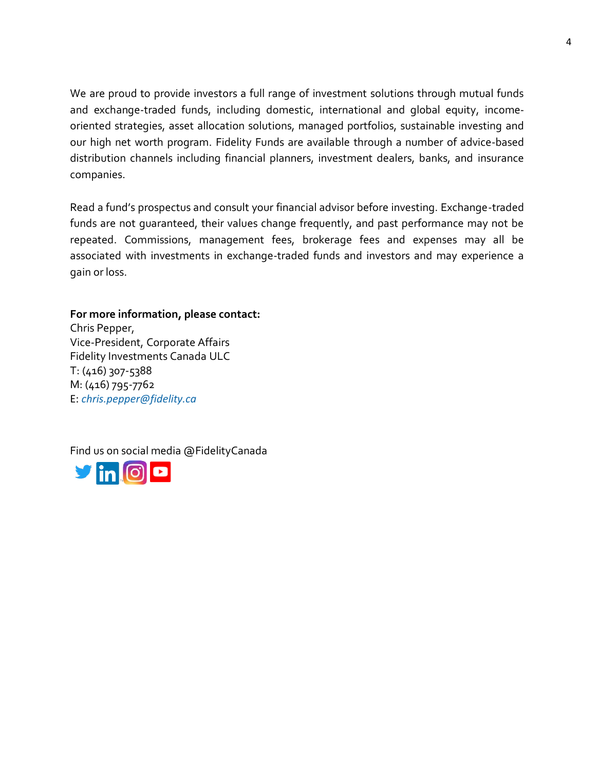We are proud to provide investors a full range of investment solutions through mutual funds and exchange-traded funds, including domestic, international and global equity, income-oriented strategies, asset allocation solutions, managed portfolios, sustainable investing and our high net worth program. Fidelity Funds are available through a number of advice-based distribution channels including financial planners, investment dealers, banks, and insurance companies.

Read a fund's prospectus and consult your financial advisor before investing. Exchange-traded funds are not guaranteed, their values change frequently, and past performance may not be repeated. Commissions, management fees, brokerage fees and expenses may all be associated with investments in exchange-traded funds and investors and may experience a gain or loss.

**For more information, please contact:**
Chris Pepper,
Vice-President, Corporate Affairs
Fidelity Investments Canada ULC
T: (416) 307-5388
M: (416) 795-7762
E: *chris.pepper@fidelity.ca*

Find us on social media @FidelityCanada